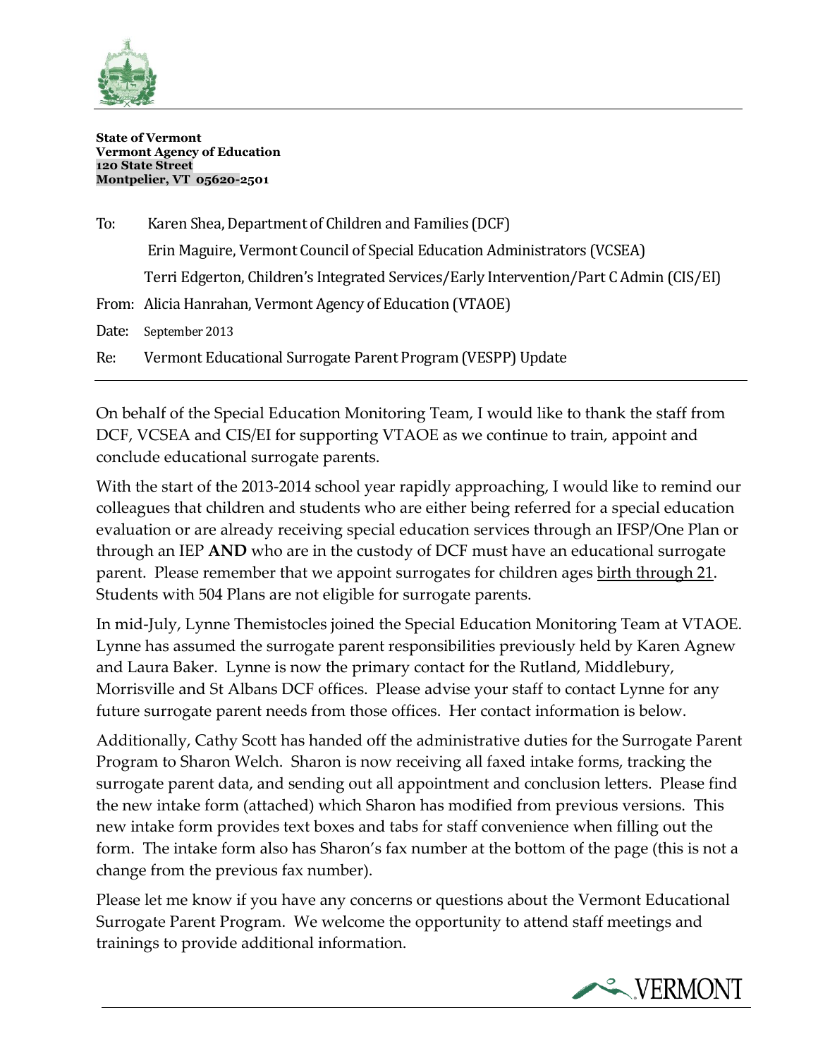**State of Vermont**
**Vermont Agency of Education**
**120 State Street**
**Montpelier, VT 05620-2501**

To: Karen Shea, Department of Children and Families (DCF)

Erin Maguire, Vermont Council of Special Education Administrators (VCSEA)

Terri Edgerton, Children's Integrated Services/Early Intervention/Part C Admin (CIS/EI)

From: Alicia Hanrahan, Vermont Agency of Education (VTAOE)

Date: September 2013

Re: Vermont Educational Surrogate Parent Program (VESPP) Update

---

On behalf of the Special Education Monitoring Team, I would like to thank the staff from DCF, VCSEA and CIS/EI for supporting VTAOE as we continue to train, appoint and conclude educational surrogate parents.

With the start of the 2013-2014 school year rapidly approaching, I would like to remind our colleagues that children and students who are either being referred for a special education evaluation or are already receiving special education services through an IFSP/One Plan or through an IEP **AND** who are in the custody of DCF must have an educational surrogate parent. Please remember that we appoint surrogates for children ages <u>birth through 21</u>. Students with 504 Plans are not eligible for surrogate parents.

In mid-July, Lynne Themistocles joined the Special Education Monitoring Team at VTAOE. Lynne has assumed the surrogate parent responsibilities previously held by Karen Agnew and Laura Baker. Lynne is now the primary contact for the Rutland, Middlebury, Morrisville and St Albans DCF offices. Please advise your staff to contact Lynne for any future surrogate parent needs from those offices. Her contact information is below.

Additionally, Cathy Scott has handed off the administrative duties for the Surrogate Parent Program to Sharon Welch. Sharon is now receiving all faxed intake forms, tracking the surrogate parent data, and sending out all appointment and conclusion letters. Please find the new intake form (attached) which Sharon has modified from previous versions. This new intake form provides text boxes and tabs for staff convenience when filling out the form. The intake form also has Sharon's fax number at the bottom of the page (this is not a change from the previous fax number).

Please let me know if you have any concerns or questions about the Vermont Educational Surrogate Parent Program. We welcome the opportunity to attend staff meetings and trainings to provide additional information.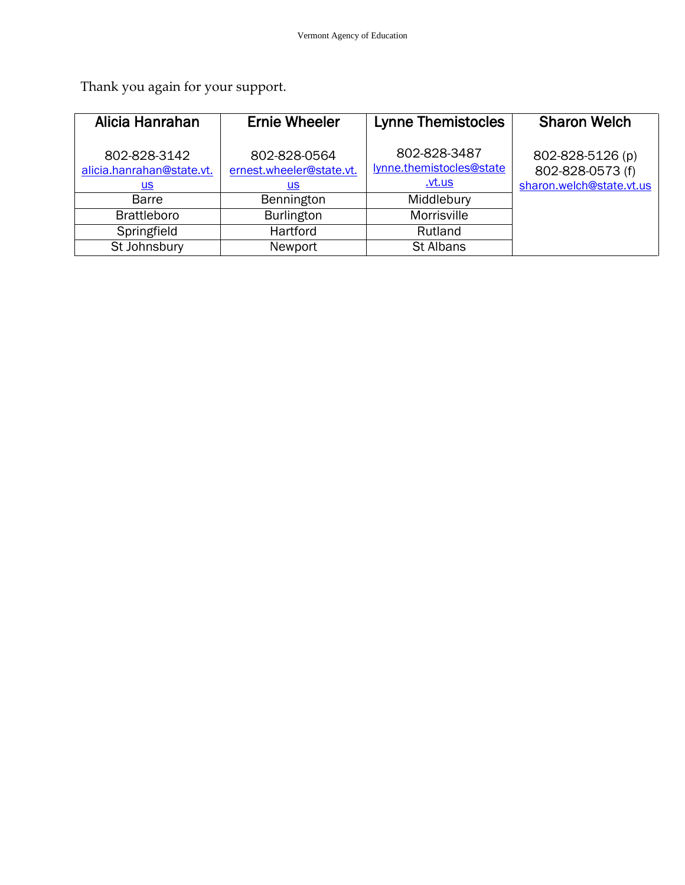Thank you again for your support.

| Alicia Hanrahan<br><br>802-828-3142<br>alicia.hanrahan@state.vt.us | Ernie Wheeler<br><br>802-828-0564<br>ernest.wheeler@state.vt.us | Lynne Themistocles<br><br>802-828-3487<br>lynne.themistocles@state.vt.us | Sharon Welch<br><br>802-828-5126 (p)<br>802-828-0573 (f)<br>sharon.welch@state.vt.us |
|---|---|---|---|
| Barre | Bennington | Middlebury | |
| Brattleboro | Burlington | Morrisville | |
| Springfield | Hartford | Rutland | |
| St Johnsbury | Newport | St Albans | |